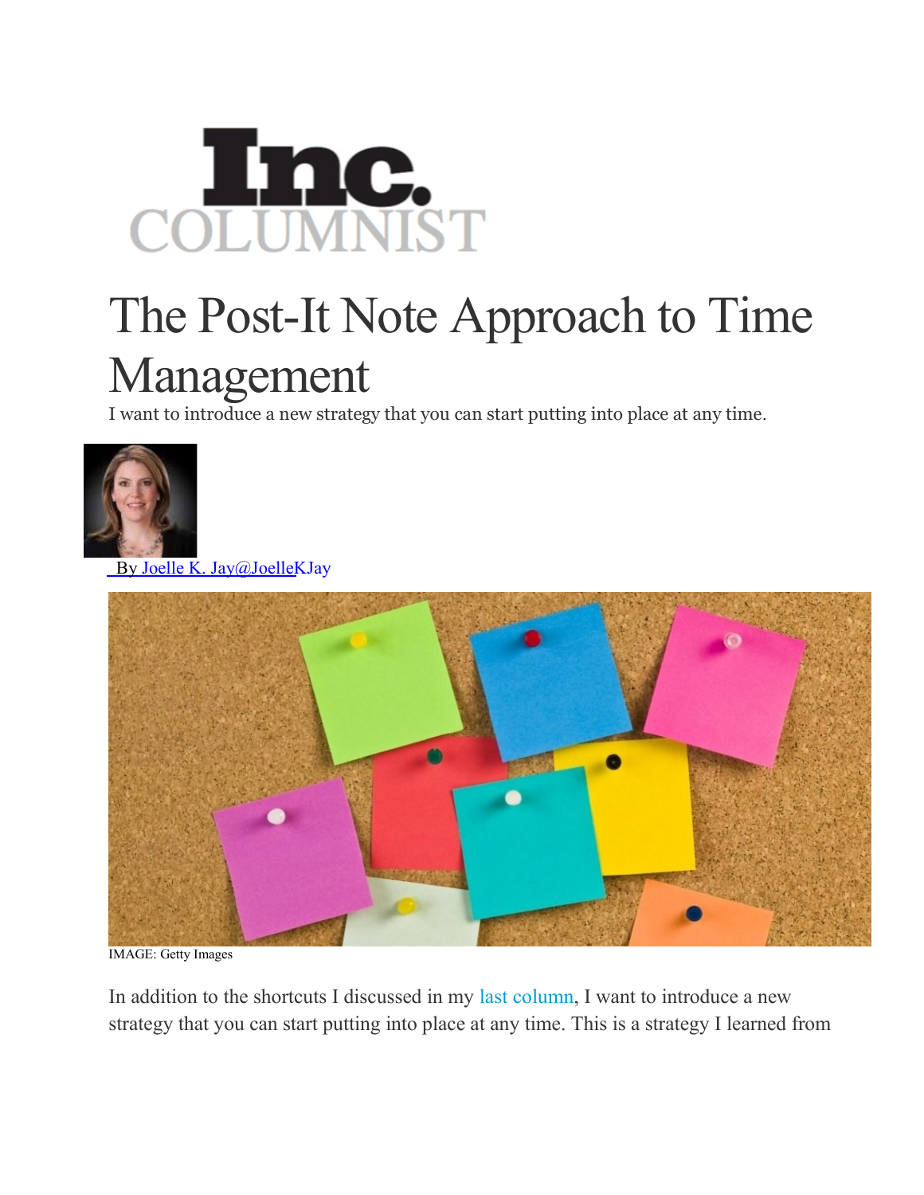Inc. COLUMNIST

# The Post-It Note Approach to Time Management

I want to introduce a new strategy that you can start putting into place at any time.

By Joelle K. Jay@JoelleKJay

IMAGE: Getty Images

In addition to the shortcuts I discussed in my last column, I want to introduce a new strategy that you can start putting into place at any time. This is a strategy I learned from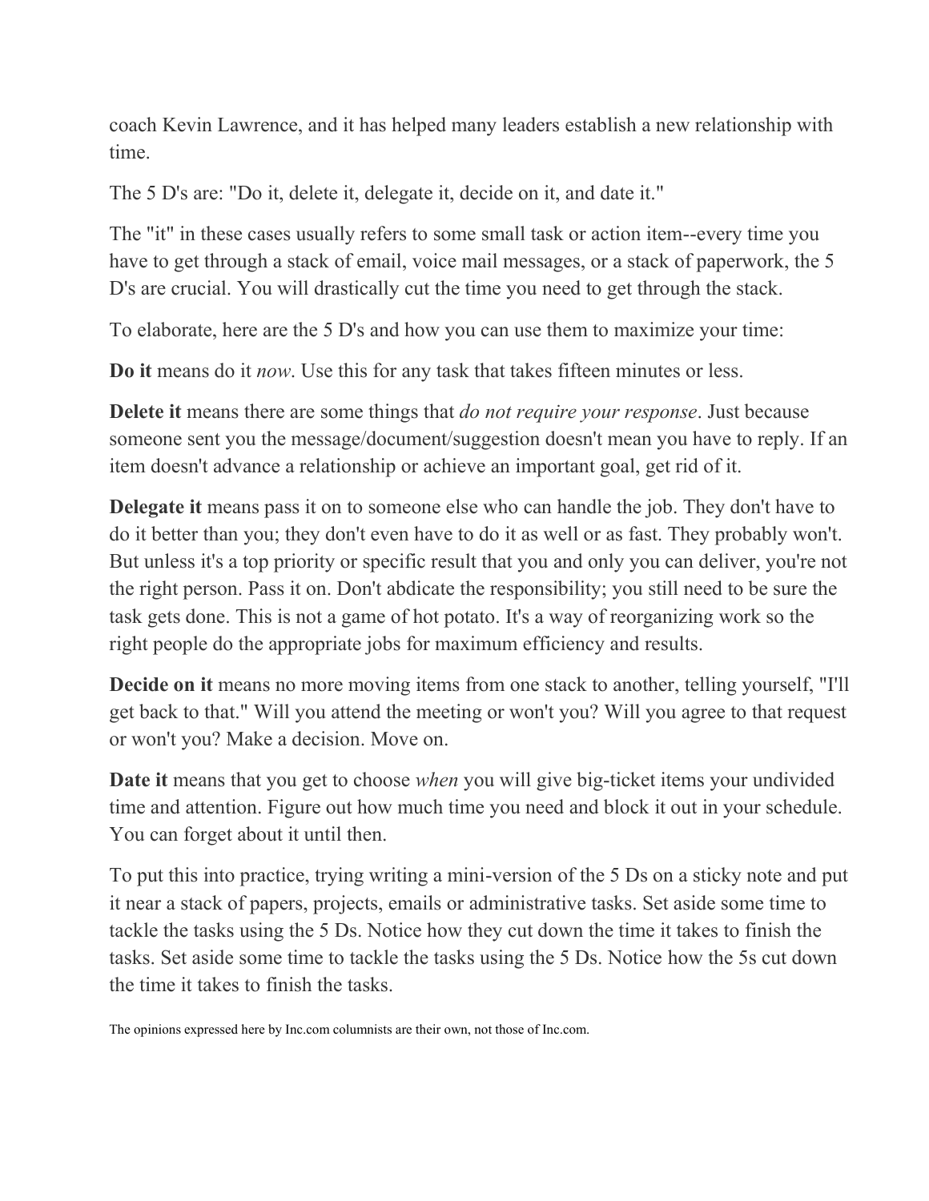coach Kevin Lawrence, and it has helped many leaders establish a new relationship with time.

The 5 D's are: "Do it, delete it, delegate it, decide on it, and date it."

The "it" in these cases usually refers to some small task or action item--every time you have to get through a stack of email, voice mail messages, or a stack of paperwork, the 5 D's are crucial. You will drastically cut the time you need to get through the stack.

To elaborate, here are the 5 D's and how you can use them to maximize your time:

**Do it** means do it *now*. Use this for any task that takes fifteen minutes or less.

**Delete it** means there are some things that *do not require your response*. Just because someone sent you the message/document/suggestion doesn't mean you have to reply. If an item doesn't advance a relationship or achieve an important goal, get rid of it.

**Delegate it** means pass it on to someone else who can handle the job. They don't have to do it better than you; they don't even have to do it as well or as fast. They probably won't. But unless it's a top priority or specific result that you and only you can deliver, you're not the right person. Pass it on. Don't abdicate the responsibility; you still need to be sure the task gets done. This is not a game of hot potato. It's a way of reorganizing work so the right people do the appropriate jobs for maximum efficiency and results.

**Decide on it** means no more moving items from one stack to another, telling yourself, "I'll get back to that." Will you attend the meeting or won't you? Will you agree to that request or won't you? Make a decision. Move on.

**Date it** means that you get to choose *when* you will give big-ticket items your undivided time and attention. Figure out how much time you need and block it out in your schedule. You can forget about it until then.

To put this into practice, trying writing a mini-version of the 5 Ds on a sticky note and put it near a stack of papers, projects, emails or administrative tasks. Set aside some time to tackle the tasks using the 5 Ds. Notice how they cut down the time it takes to finish the tasks. Set aside some time to tackle the tasks using the 5 Ds. Notice how the 5s cut down the time it takes to finish the tasks.

The opinions expressed here by Inc.com columnists are their own, not those of Inc.com.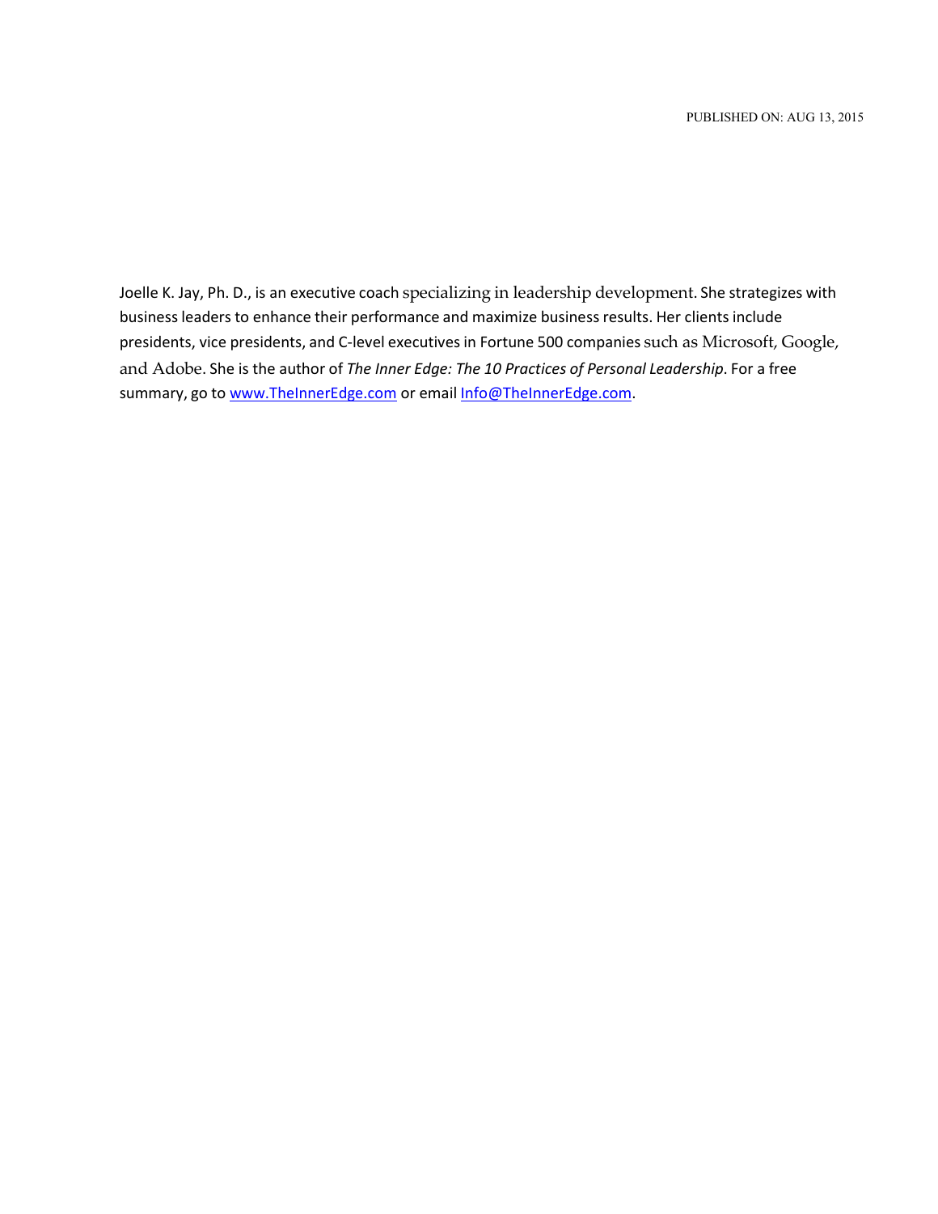PUBLISHED ON: AUG 13, 2015

Joelle K. Jay, Ph. D., is an executive coach specializing in leadership development. She strategizes with business leaders to enhance their performance and maximize business results. Her clients include presidents, vice presidents, and C-level executives in Fortune 500 companies such as Microsoft, Google, and Adobe. She is the author of *The Inner Edge: The 10 Practices of Personal Leadership*. For a free summary, go to [www.TheInnerEdge.com](www.TheInnerEdge.com) or email [Info@TheInnerEdge.com](mailto:Info@TheInnerEdge.com).